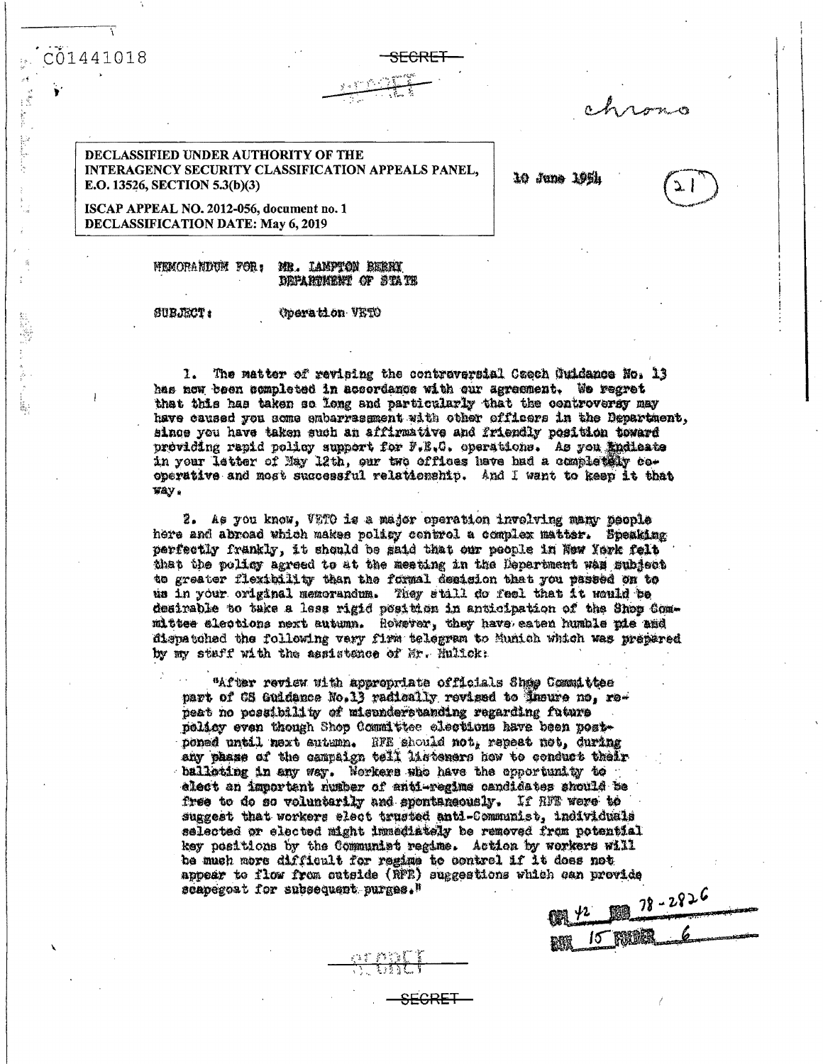C01441018

SECRET

chrono

DECLASSIFIED UNDER AUTHORITY OF THE INTERAGENCY SECURITY CLASSIFICATION APPEALS PANEL, E.O. 13526, SECTION 5.3(b)(3)

ISCAP APPEAL NO. 2012-056, document no. 1
DECLASSIFICATION DATE: May 6, 2019

10 June 1954

(21)

MEMORANDUM FOR: MR. LAMPTON BERRY
DEPARTMENT OF STATE

SUBJECT: Operation VETO

1. The matter of revising the controversial Czech Guidance No. 13 has now been completed in accordance with our agreement. We regret that this has taken so long and particularly that the controversy may have caused you some embarrassment with other officers in the Department, since you have taken such an affirmative and friendly position toward providing rapid policy support for F.E.C. operations. As you indicate in your letter of May 12th, our two offices have had a completely co-operative and most successful relationship. And I want to keep it that way.

2. As you know, VETO is a major operation involving many people here and abroad which makes policy control a complex matter. Speaking perfectly frankly, it should be said that our people in New York felt that the policy agreed to at the meeting in the Department was subject to greater flexibility than the formal decision that you passed on to us in your original memorandum. They still do feel that it would be desirable to take a less rigid position in anticipation of the Shop Committee elections next autumn. However, they have eaten humble pie and dispatched the following very firm telegram to Munich which was prepared by my staff with the assistance of Mr. Hulick:

"After review with appropriate officials Shop Committee part of CS Guidance No.13 radically revised to insure no, repeat no possibility of misunderstanding regarding future policy even though Shop Committee elections have been postponed until next autumn. RFE should not, repeat not, during any phase of the campaign tell listeners how to conduct their balloting in any way. Workers who have the opportunity to elect an important number of anti-regime candidates should be free to do so voluntarily and spontaneously. If RFE were to suggest that workers elect trusted anti-Communist, individuals selected or elected might immediately be removed from potential key positions by the Communist regime. Action by workers will be much more difficult for regime to control if it does not appear to flow from outside (RFE) suggestions which can provide scapegoat for subsequent purges."

ORI 42 JOB 78-2826
BOX 15 FOLDER 6

SECRET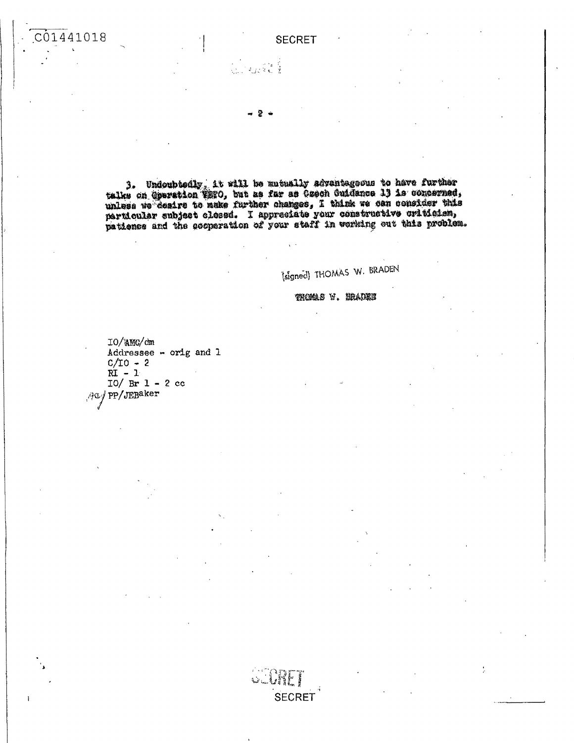SECRET

3. Undoubtedly, it will be mutually advantageous to have further talks on Operation VETO, but as far as Czech Guidance 13 is concerned, unless we desire to make further changes, I think we can consider this particular subject closed. I appreciate your constructive criticism, patience and the cooperation of your staff in working out this problem.

(signed) THOMAS W. BRADEN

THOMAS W. BRADEN

IO/AMC/dm
Addressee - orig and 1
C/IO - 2
RI - 1
IO/ Br 1 - 2 cc
PP/JEBaker

SECRET